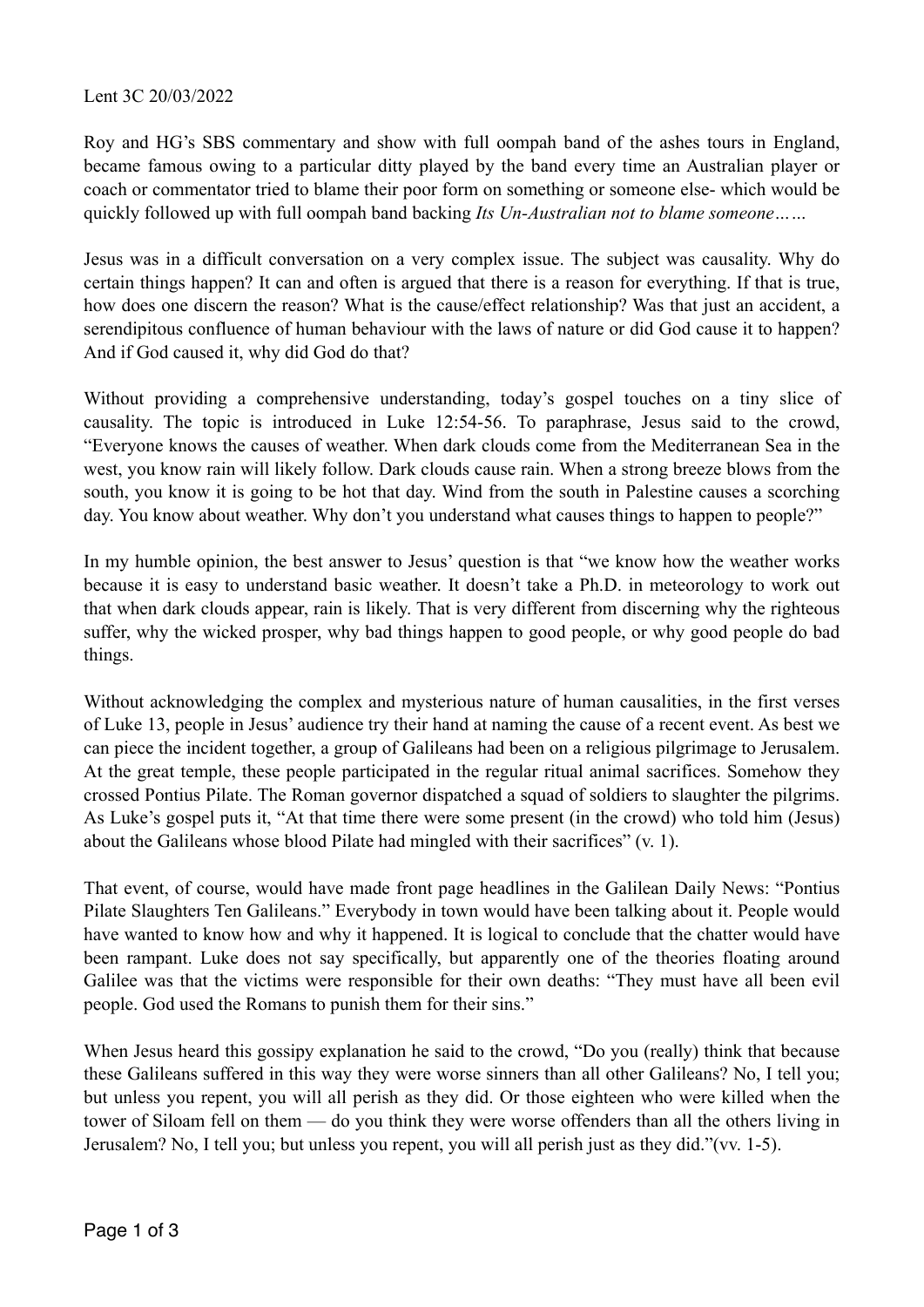Lent 3C 20/03/2022

Roy and HG's SBS commentary and show with full oompah band of the ashes tours in England, became famous owing to a particular ditty played by the band every time an Australian player or coach or commentator tried to blame their poor form on something or someone else- which would be quickly followed up with full oompah band backing *Its Un-Australian not to blame someone……*

Jesus was in a difficult conversation on a very complex issue. The subject was causality. Why do certain things happen? It can and often is argued that there is a reason for everything. If that is true, how does one discern the reason? What is the cause/effect relationship? Was that just an accident, a serendipitous confluence of human behaviour with the laws of nature or did God cause it to happen? And if God caused it, why did God do that?

Without providing a comprehensive understanding, today's gospel touches on a tiny slice of causality. The topic is introduced in Luke 12:54-56. To paraphrase, Jesus said to the crowd, "Everyone knows the causes of weather. When dark clouds come from the Mediterranean Sea in the west, you know rain will likely follow. Dark clouds cause rain. When a strong breeze blows from the south, you know it is going to be hot that day. Wind from the south in Palestine causes a scorching day. You know about weather. Why don't you understand what causes things to happen to people?"

In my humble opinion, the best answer to Jesus' question is that "we know how the weather works because it is easy to understand basic weather. It doesn't take a Ph.D. in meteorology to work out that when dark clouds appear, rain is likely. That is very different from discerning why the righteous suffer, why the wicked prosper, why bad things happen to good people, or why good people do bad things.

Without acknowledging the complex and mysterious nature of human causalities, in the first verses of Luke 13, people in Jesus' audience try their hand at naming the cause of a recent event. As best we can piece the incident together, a group of Galileans had been on a religious pilgrimage to Jerusalem. At the great temple, these people participated in the regular ritual animal sacrifices. Somehow they crossed Pontius Pilate. The Roman governor dispatched a squad of soldiers to slaughter the pilgrims. As Luke's gospel puts it, "At that time there were some present (in the crowd) who told him (Jesus) about the Galileans whose blood Pilate had mingled with their sacrifices" (v. 1).

That event, of course, would have made front page headlines in the Galilean Daily News: "Pontius Pilate Slaughters Ten Galileans." Everybody in town would have been talking about it. People would have wanted to know how and why it happened. It is logical to conclude that the chatter would have been rampant. Luke does not say specifically, but apparently one of the theories floating around Galilee was that the victims were responsible for their own deaths: "They must have all been evil people. God used the Romans to punish them for their sins."

When Jesus heard this gossipy explanation he said to the crowd, "Do you (really) think that because these Galileans suffered in this way they were worse sinners than all other Galileans? No, I tell you; but unless you repent, you will all perish as they did. Or those eighteen who were killed when the tower of Siloam fell on them — do you think they were worse offenders than all the others living in Jerusalem? No, I tell you; but unless you repent, you will all perish just as they did."(vv. 1-5).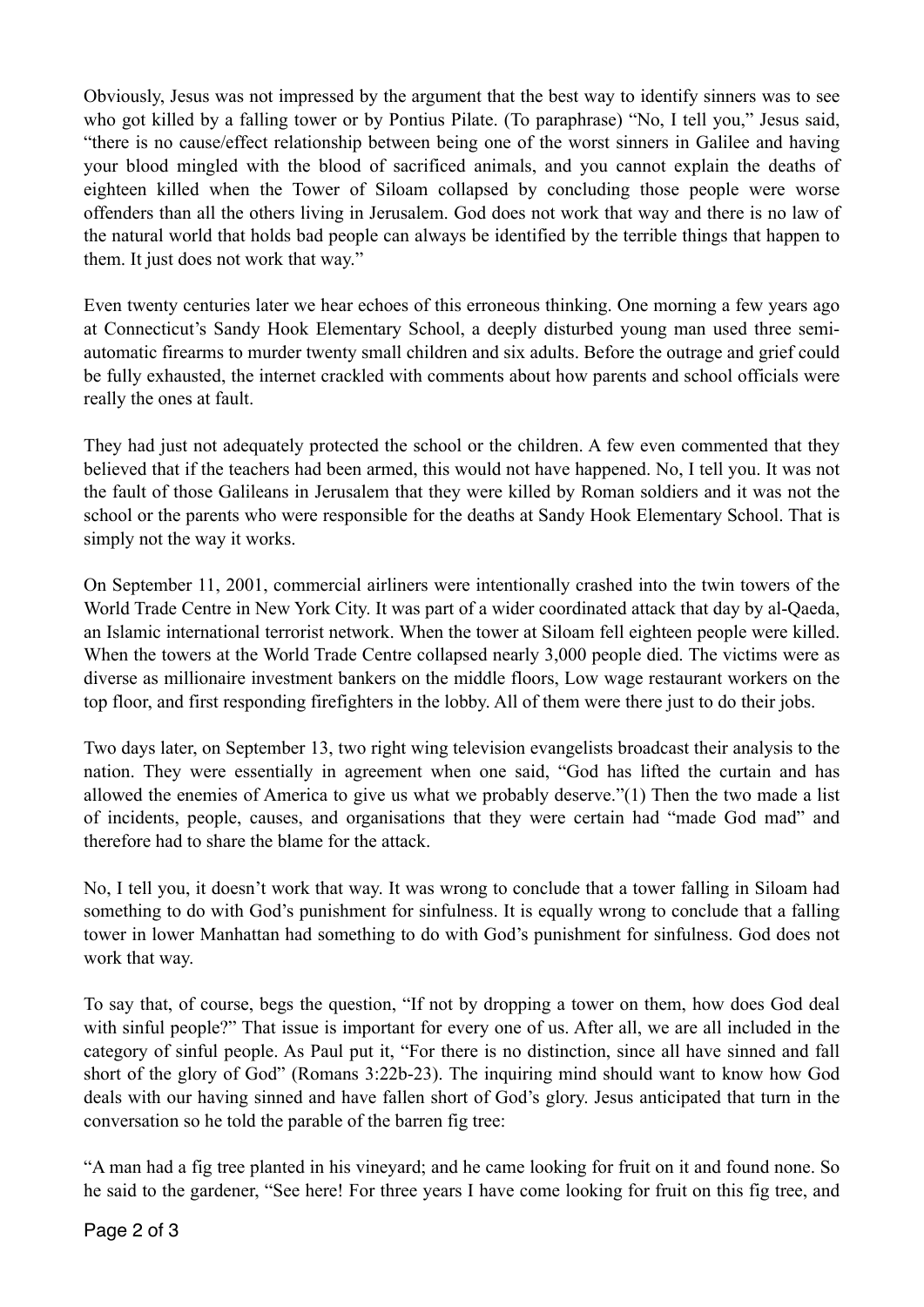Obviously, Jesus was not impressed by the argument that the best way to identify sinners was to see who got killed by a falling tower or by Pontius Pilate. (To paraphrase) "No, I tell you," Jesus said, "there is no cause/effect relationship between being one of the worst sinners in Galilee and having your blood mingled with the blood of sacrificed animals, and you cannot explain the deaths of eighteen killed when the Tower of Siloam collapsed by concluding those people were worse offenders than all the others living in Jerusalem. God does not work that way and there is no law of the natural world that holds bad people can always be identified by the terrible things that happen to them. It just does not work that way."

Even twenty centuries later we hear echoes of this erroneous thinking. One morning a few years ago at Connecticut's Sandy Hook Elementary School, a deeply disturbed young man used three semi-automatic firearms to murder twenty small children and six adults. Before the outrage and grief could be fully exhausted, the internet crackled with comments about how parents and school officials were really the ones at fault.

They had just not adequately protected the school or the children. A few even commented that they believed that if the teachers had been armed, this would not have happened. No, I tell you. It was not the fault of those Galileans in Jerusalem that they were killed by Roman soldiers and it was not the school or the parents who were responsible for the deaths at Sandy Hook Elementary School. That is simply not the way it works.

On September 11, 2001, commercial airliners were intentionally crashed into the twin towers of the World Trade Centre in New York City. It was part of a wider coordinated attack that day by al-Qaeda, an Islamic international terrorist network. When the tower at Siloam fell eighteen people were killed. When the towers at the World Trade Centre collapsed nearly 3,000 people died. The victims were as diverse as millionaire investment bankers on the middle floors, Low wage restaurant workers on the top floor, and first responding firefighters in the lobby. All of them were there just to do their jobs.

Two days later, on September 13, two right wing television evangelists broadcast their analysis to the nation. They were essentially in agreement when one said, "God has lifted the curtain and has allowed the enemies of America to give us what we probably deserve."(1) Then the two made a list of incidents, people, causes, and organisations that they were certain had "made God mad" and therefore had to share the blame for the attack.

No, I tell you, it doesn't work that way. It was wrong to conclude that a tower falling in Siloam had something to do with God's punishment for sinfulness. It is equally wrong to conclude that a falling tower in lower Manhattan had something to do with God's punishment for sinfulness. God does not work that way.

To say that, of course, begs the question, "If not by dropping a tower on them, how does God deal with sinful people?" That issue is important for every one of us. After all, we are all included in the category of sinful people. As Paul put it, "For there is no distinction, since all have sinned and fall short of the glory of God" (Romans 3:22b-23). The inquiring mind should want to know how God deals with our having sinned and have fallen short of God's glory. Jesus anticipated that turn in the conversation so he told the parable of the barren fig tree:

"A man had a fig tree planted in his vineyard; and he came looking for fruit on it and found none. So he said to the gardener, "See here! For three years I have come looking for fruit on this fig tree, and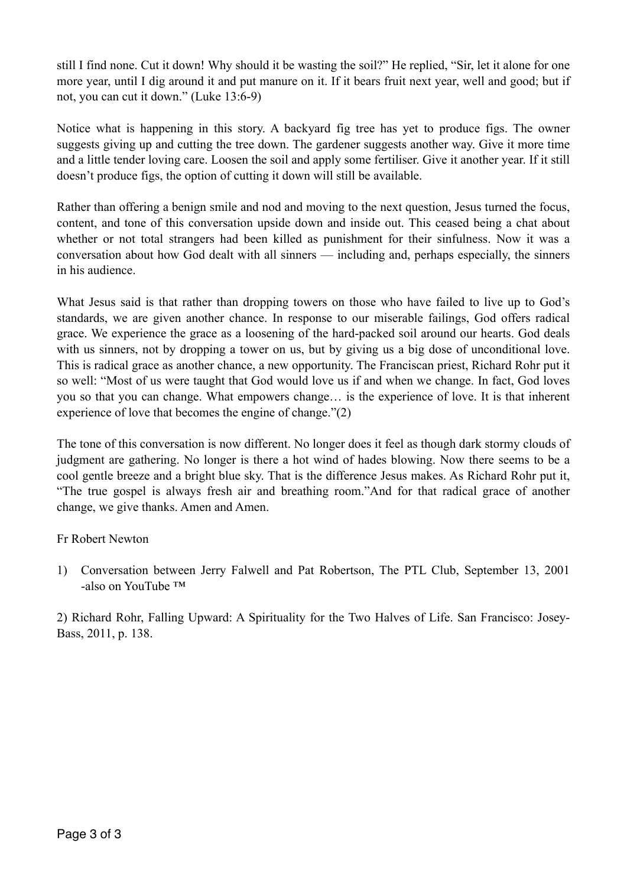still I find none. Cut it down! Why should it be wasting the soil?" He replied, "Sir, let it alone for one more year, until I dig around it and put manure on it. If it bears fruit next year, well and good; but if not, you can cut it down." (Luke 13:6-9)

Notice what is happening in this story. A backyard fig tree has yet to produce figs. The owner suggests giving up and cutting the tree down. The gardener suggests another way. Give it more time and a little tender loving care. Loosen the soil and apply some fertiliser. Give it another year. If it still doesn't produce figs, the option of cutting it down will still be available.

Rather than offering a benign smile and nod and moving to the next question, Jesus turned the focus, content, and tone of this conversation upside down and inside out. This ceased being a chat about whether or not total strangers had been killed as punishment for their sinfulness. Now it was a conversation about how God dealt with all sinners — including and, perhaps especially, the sinners in his audience.

What Jesus said is that rather than dropping towers on those who have failed to live up to God's standards, we are given another chance. In response to our miserable failings, God offers radical grace. We experience the grace as a loosening of the hard-packed soil around our hearts. God deals with us sinners, not by dropping a tower on us, but by giving us a big dose of unconditional love. This is radical grace as another chance, a new opportunity. The Franciscan priest, Richard Rohr put it so well: "Most of us were taught that God would love us if and when we change. In fact, God loves you so that you can change. What empowers change… is the experience of love. It is that inherent experience of love that becomes the engine of change."(2)

The tone of this conversation is now different. No longer does it feel as though dark stormy clouds of judgment are gathering. No longer is there a hot wind of hades blowing. Now there seems to be a cool gentle breeze and a bright blue sky. That is the difference Jesus makes. As Richard Rohr put it, "The true gospel is always fresh air and breathing room."And for that radical grace of another change, we give thanks. Amen and Amen.

Fr Robert Newton

1) Conversation between Jerry Falwell and Pat Robertson, The PTL Club, September 13, 2001 -also on YouTube ™

2) Richard Rohr, Falling Upward: A Spirituality for the Two Halves of Life. San Francisco: Josey-Bass, 2011, p. 138.